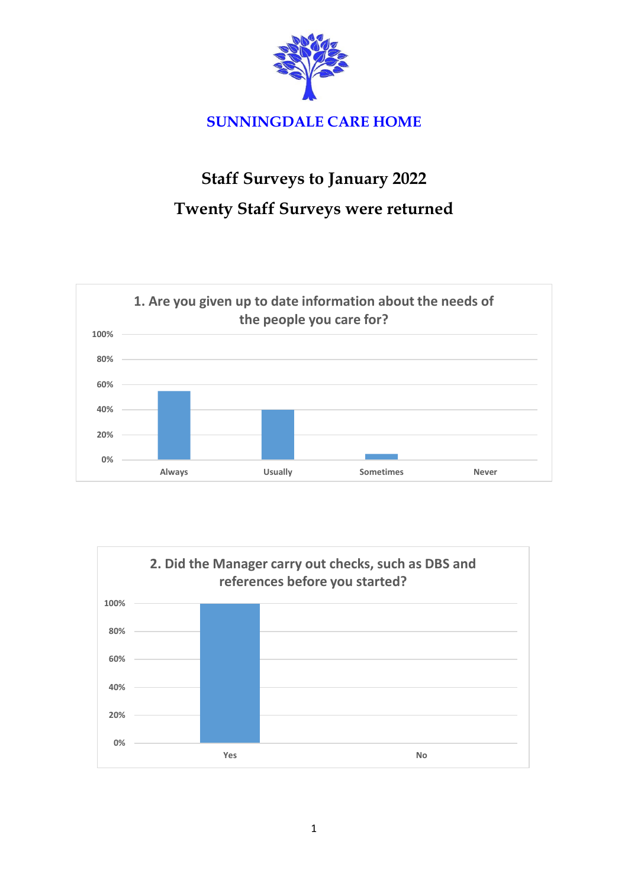# SUNNINGDALE CARE HOME

## Staff Surveys to January 2022

## Twenty Staff Surveys were returned

**1. Are you given up to date information about the needs of the people you care for?**

| Response | Percentage |
| --- | --- |
| Always | 55% |
| Usually | 40% |
| Sometimes | 5% |
| Never | 0% |

**2. Did the Manager carry out checks, such as DBS and references before you started?**

| Response | Percentage |
| --- | --- |
| Yes | 100% |
| No | 0% |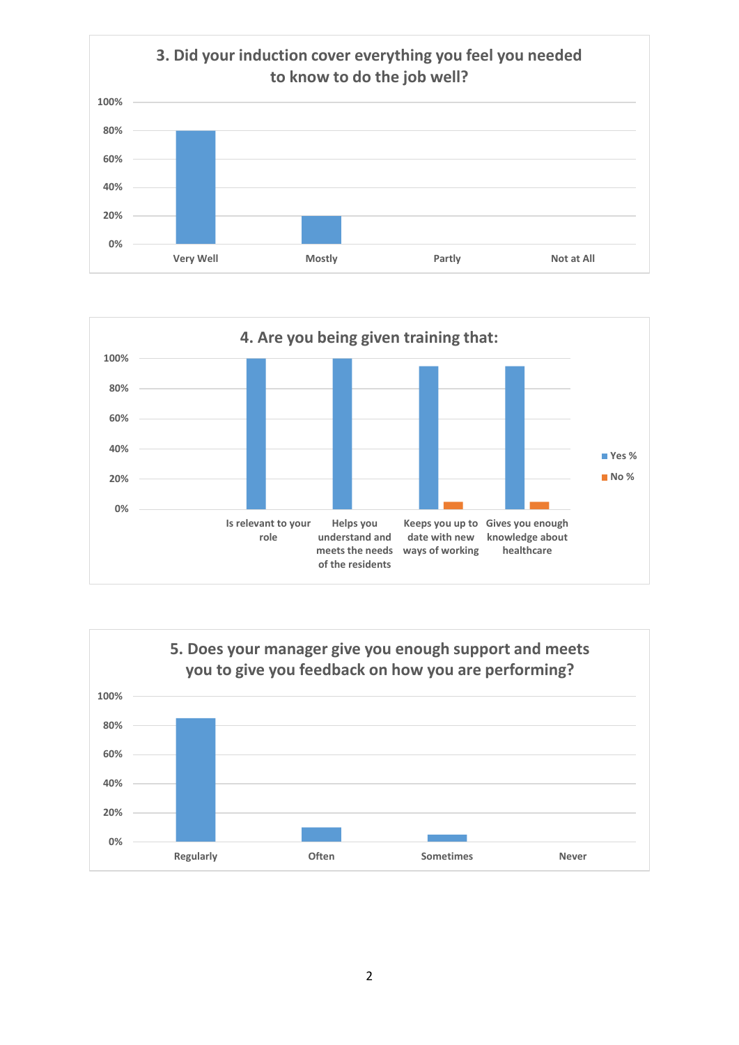### 3. Did your induction cover everything you feel you needed to know to do the job well?

| | Very Well | Mostly | Partly | Not at All |
|---|---|---|---|---|
| % | 80% | 20% | 0% | 0% |

### 4. Are you being given training that:

| | Is relevant to your role | Helps you understand and meets the needs of the residents | Keeps you up to date with new ways of working | Gives you enough knowledge about healthcare |
|---|---|---|---|---|
| Yes % | 100% | 100% | 95% | 95% |
| No % | 0% | 0% | 5% | 5% |

### 5. Does your manager give you enough support and meets you to give you feedback on how you are performing?

| | Regularly | Often | Sometimes | Never |
|---|---|---|---|---|
| % | 85% | 10% | 5% | 0% |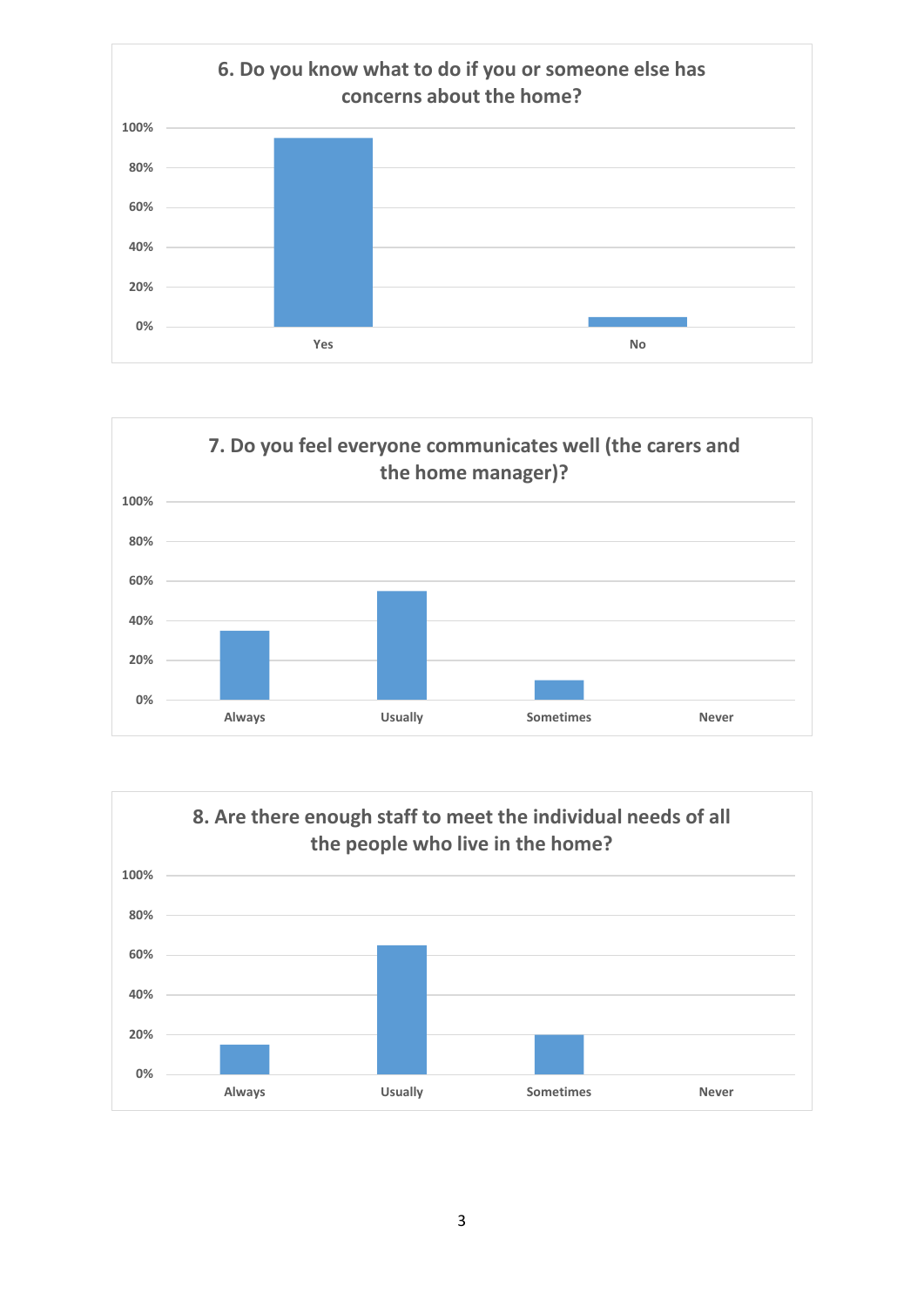**6. Do you know what to do if you or someone else has concerns about the home?**

| Response | Percentage |
|---|---|
| Yes | 95% |
| No | 5% |

**7. Do you feel everyone communicates well (the carers and the home manager)?**

| Response | Percentage |
|---|---|
| Always | 35% |
| Usually | 55% |
| Sometimes | 10% |
| Never | 0% |

**8. Are there enough staff to meet the individual needs of all the people who live in the home?**

| Response | Percentage |
|---|---|
| Always | 15% |
| Usually | 65% |
| Sometimes | 20% |
| Never | 0% |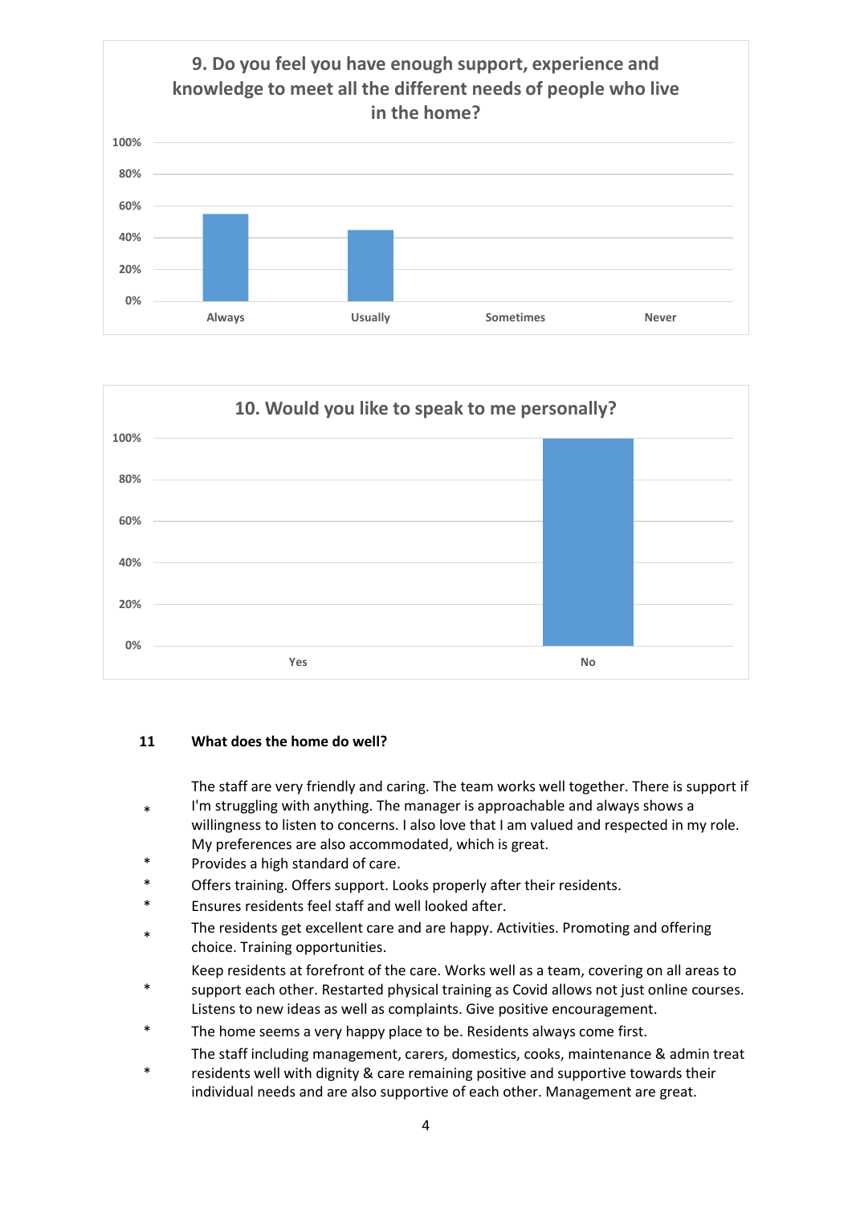**9. Do you feel you have enough support, experience and knowledge to meet all the different needs of people who live in the home?**

100%
80%
60%
40%
20%
0%

Always | Usually | Sometimes | Never

**10. Would you like to speak to me personally?**

100%
80%
60%
40%
20%
0%

Yes | No

**11 What does the home do well?**

* The staff are very friendly and caring. The team works well together. There is support if I'm struggling with anything. The manager is approachable and always shows a willingness to listen to concerns. I also love that I am valued and respected in my role. My preferences are also accommodated, which is great.
* Provides a high standard of care.
* Offers training. Offers support. Looks properly after their residents.
* Ensures residents feel staff and well looked after.
* The residents get excellent care and are happy. Activities. Promoting and offering choice. Training opportunities.
* Keep residents at forefront of the care. Works well as a team, covering on all areas to support each other. Restarted physical training as Covid allows not just online courses. Listens to new ideas as well as complaints. Give positive encouragement.
* The home seems a very happy place to be. Residents always come first.
* The staff including management, carers, domestics, cooks, maintenance & admin treat residents well with dignity & care remaining positive and supportive towards their individual needs and are also supportive of each other. Management are great.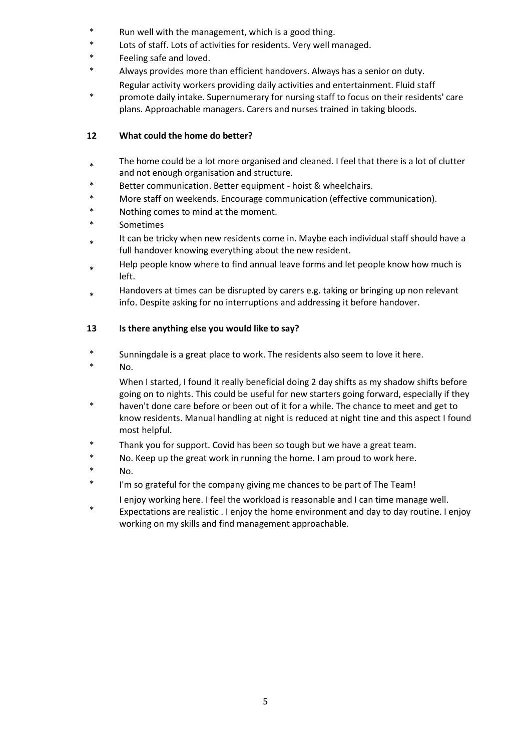* Run well with the management, which is a good thing.
* Lots of staff. Lots of activities for residents. Very well managed.
* Feeling safe and loved.
* Always provides more than efficient handovers. Always has a senior on duty.
* Regular activity workers providing daily activities and entertainment. Fluid staff promote daily intake. Supernumerary for nursing staff to focus on their residents' care plans. Approachable managers. Carers and nurses trained in taking bloods.

**12 What could the home do better?**

* The home could be a lot more organised and cleaned. I feel that there is a lot of clutter and not enough organisation and structure.
* Better communication. Better equipment - hoist & wheelchairs.
* More staff on weekends. Encourage communication (effective communication).
* Nothing comes to mind at the moment.
* Sometimes
* It can be tricky when new residents come in. Maybe each individual staff should have a full handover knowing everything about the new resident.
* Help people know where to find annual leave forms and let people know how much is left.
* Handovers at times can be disrupted by carers e.g. taking or bringing up non relevant info. Despite asking for no interruptions and addressing it before handover.

**13 Is there anything else you would like to say?**

* Sunningdale is a great place to work. The residents also seem to love it here.
* No.
* When I started, I found it really beneficial doing 2 day shifts as my shadow shifts before going on to nights. This could be useful for new starters going forward, especially if they haven't done care before or been out of it for a while. The chance to meet and get to know residents. Manual handling at night is reduced at night tine and this aspect I found most helpful.
* Thank you for support. Covid has been so tough but we have a great team.
* No. Keep up the great work in running the home. I am proud to work here.
* No.
* I'm so grateful for the company giving me chances to be part of The Team!
* I enjoy working here. I feel the workload is reasonable and I can time manage well. Expectations are realistic . I enjoy the home environment and day to day routine. I enjoy working on my skills and find management approachable.